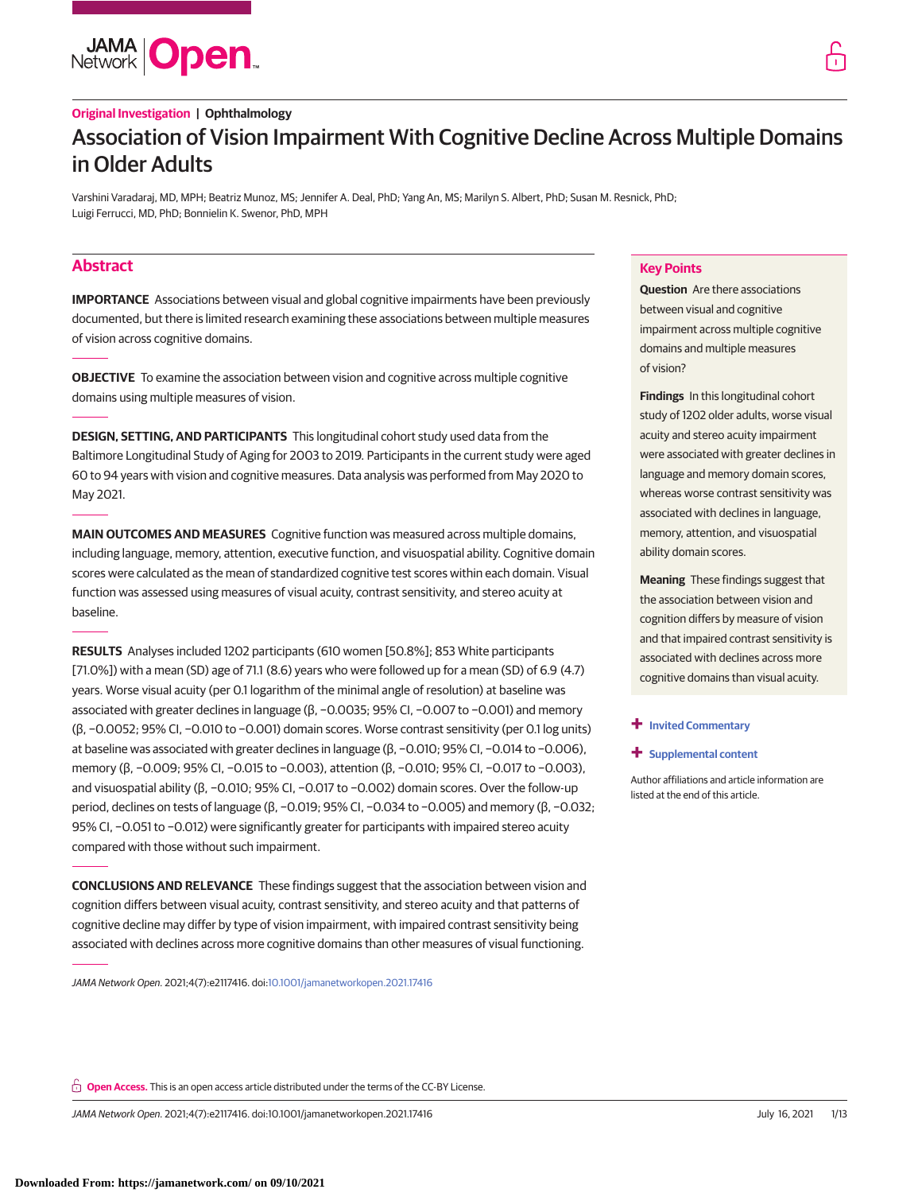Original Investigation | Ophthalmology

# Association of Vision Impairment With Cognitive Decline Across Multiple Domains in Older Adults

Varshini Varadaraj, MD, MPH; Beatriz Munoz, MS; Jennifer A. Deal, PhD; Yang An, MS; Marilyn S. Albert, PhD; Susan M. Resnick, PhD; Luigi Ferrucci, MD, PhD; Bonnielin K. Swenor, PhD, MPH

## Abstract

**IMPORTANCE** Associations between visual and global cognitive impairments have been previously documented, but there is limited research examining these associations between multiple measures of vision across cognitive domains.

**OBJECTIVE** To examine the association between vision and cognitive across multiple cognitive domains using multiple measures of vision.

**DESIGN, SETTING, AND PARTICIPANTS** This longitudinal cohort study used data from the Baltimore Longitudinal Study of Aging for 2003 to 2019. Participants in the current study were aged 60 to 94 years with vision and cognitive measures. Data analysis was performed from May 2020 to May 2021.

**MAIN OUTCOMES AND MEASURES** Cognitive function was measured across multiple domains, including language, memory, attention, executive function, and visuospatial ability. Cognitive domain scores were calculated as the mean of standardized cognitive test scores within each domain. Visual function was assessed using measures of visual acuity, contrast sensitivity, and stereo acuity at baseline.

**RESULTS** Analyses included 1202 participants (610 women [50.8%]; 853 White participants [71.0%]) with a mean (SD) age of 71.1 (8.6) years who were followed up for a mean (SD) of 6.9 (4.7) years. Worse visual acuity (per 0.1 logarithm of the minimal angle of resolution) at baseline was associated with greater declines in language (β, −0.0035; 95% CI, −0.007 to −0.001) and memory (β, −0.0052; 95% CI, −0.010 to −0.001) domain scores. Worse contrast sensitivity (per 0.1 log units) at baseline was associated with greater declines in language (β, −0.010; 95% CI, −0.014 to −0.006), memory (β, −0.009; 95% CI, −0.015 to −0.003), attention (β, −0.010; 95% CI, −0.017 to −0.003), and visuospatial ability (β, −0.010; 95% CI, −0.017 to −0.002) domain scores. Over the follow-up period, declines on tests of language (β, −0.019; 95% CI, −0.034 to −0.005) and memory (β, −0.032; 95% CI, −0.051 to −0.012) were significantly greater for participants with impaired stereo acuity compared with those without such impairment.

**CONCLUSIONS AND RELEVANCE** These findings suggest that the association between vision and cognition differs between visual acuity, contrast sensitivity, and stereo acuity and that patterns of cognitive decline may differ by type of vision impairment, with impaired contrast sensitivity being associated with declines across more cognitive domains than other measures of visual functioning.

*JAMA Network Open*. 2021;4(7):e2117416. doi:10.1001/jamanetworkopen.2021.17416

## Key Points

**Question** Are there associations between visual and cognitive impairment across multiple cognitive domains and multiple measures of vision?

**Findings** In this longitudinal cohort study of 1202 older adults, worse visual acuity and stereo acuity impairment were associated with greater declines in language and memory domain scores, whereas worse contrast sensitivity was associated with declines in language, memory, attention, and visuospatial ability domain scores.

**Meaning** These findings suggest that the association between vision and cognition differs by measure of vision and that impaired contrast sensitivity is associated with declines across more cognitive domains than visual acuity.

+ Invited Commentary

+ Supplemental content

Author affiliations and article information are listed at the end of this article.

**Open Access.** This is an open access article distributed under the terms of the CC-BY License.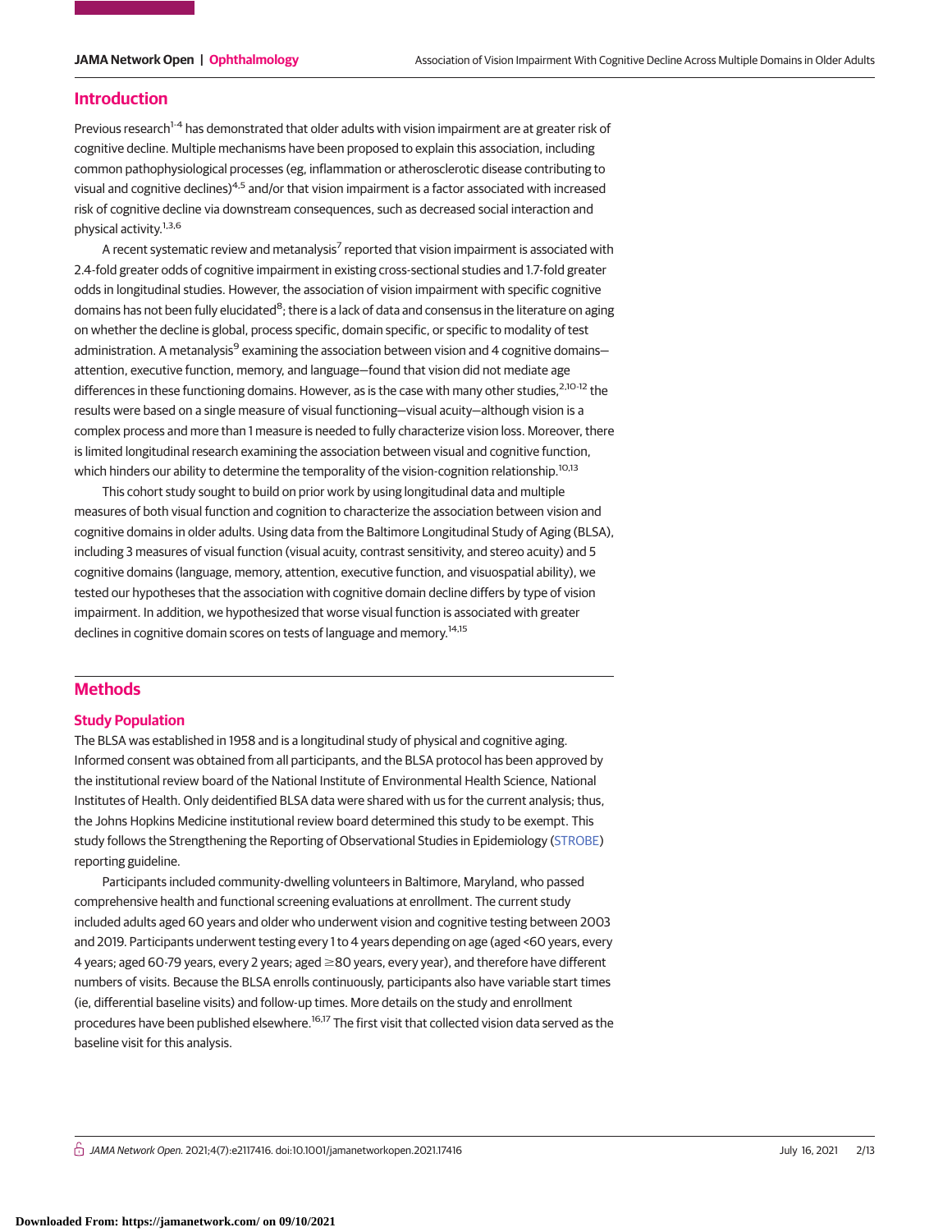## Introduction

Previous research[1-4] has demonstrated that older adults with vision impairment are at greater risk of cognitive decline. Multiple mechanisms have been proposed to explain this association, including common pathophysiological processes (eg, inflammation or atherosclerotic disease contributing to visual and cognitive declines)[4,5] and/or that vision impairment is a factor associated with increased risk of cognitive decline via downstream consequences, such as decreased social interaction and physical activity.[1,3,6]

A recent systematic review and metanalysis[7] reported that vision impairment is associated with 2.4-fold greater odds of cognitive impairment in existing cross-sectional studies and 1.7-fold greater odds in longitudinal studies. However, the association of vision impairment with specific cognitive domains has not been fully elucidated[8]; there is a lack of data and consensus in the literature on aging on whether the decline is global, process specific, domain specific, or specific to modality of test administration. A metanalysis[9] examining the association between vision and 4 cognitive domains—attention, executive function, memory, and language—found that vision did not mediate age differences in these functioning domains. However, as is the case with many other studies,[2,10-12] the results were based on a single measure of visual functioning—visual acuity—although vision is a complex process and more than 1 measure is needed to fully characterize vision loss. Moreover, there is limited longitudinal research examining the association between visual and cognitive function, which hinders our ability to determine the temporality of the vision-cognition relationship.[10,13]

This cohort study sought to build on prior work by using longitudinal data and multiple measures of both visual function and cognition to characterize the association between vision and cognitive domains in older adults. Using data from the Baltimore Longitudinal Study of Aging (BLSA), including 3 measures of visual function (visual acuity, contrast sensitivity, and stereo acuity) and 5 cognitive domains (language, memory, attention, executive function, and visuospatial ability), we tested our hypotheses that the association with cognitive domain decline differs by type of vision impairment. In addition, we hypothesized that worse visual function is associated with greater declines in cognitive domain scores on tests of language and memory.[14,15]

## Methods

### Study Population

The BLSA was established in 1958 and is a longitudinal study of physical and cognitive aging. Informed consent was obtained from all participants, and the BLSA protocol has been approved by the institutional review board of the National Institute of Environmental Health Science, National Institutes of Health. Only deidentified BLSA data were shared with us for the current analysis; thus, the Johns Hopkins Medicine institutional review board determined this study to be exempt. This study follows the Strengthening the Reporting of Observational Studies in Epidemiology (STROBE) reporting guideline.

Participants included community-dwelling volunteers in Baltimore, Maryland, who passed comprehensive health and functional screening evaluations at enrollment. The current study included adults aged 60 years and older who underwent vision and cognitive testing between 2003 and 2019. Participants underwent testing every 1 to 4 years depending on age (aged <60 years, every 4 years; aged 60-79 years, every 2 years; aged ≥80 years, every year), and therefore have different numbers of visits. Because the BLSA enrolls continuously, participants also have variable start times (ie, differential baseline visits) and follow-up times. More details on the study and enrollment procedures have been published elsewhere.[16,17] The first visit that collected vision data served as the baseline visit for this analysis.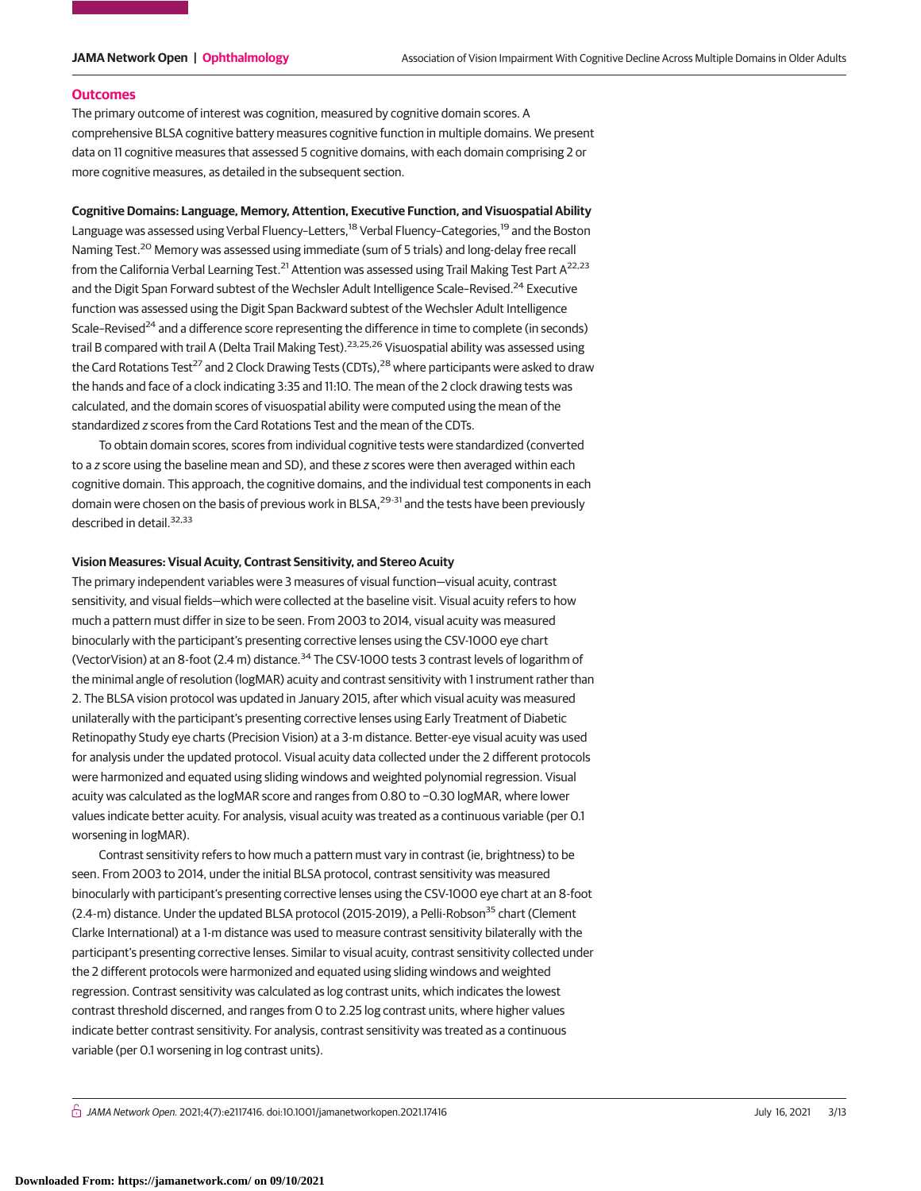## Outcomes

The primary outcome of interest was cognition, measured by cognitive domain scores. A comprehensive BLSA cognitive battery measures cognitive function in multiple domains. We present data on 11 cognitive measures that assessed 5 cognitive domains, with each domain comprising 2 or more cognitive measures, as detailed in the subsequent section.

### Cognitive Domains: Language, Memory, Attention, Executive Function, and Visuospatial Ability

Language was assessed using Verbal Fluency–Letters,[18] Verbal Fluency–Categories,[19] and the Boston Naming Test.[20] Memory was assessed using immediate (sum of 5 trials) and long-delay free recall from the California Verbal Learning Test.[21] Attention was assessed using Trail Making Test Part A[22,23] and the Digit Span Forward subtest of the Wechsler Adult Intelligence Scale–Revised.[24] Executive function was assessed using the Digit Span Backward subtest of the Wechsler Adult Intelligence Scale–Revised[24] and a difference score representing the difference in time to complete (in seconds) trail B compared with trail A (Delta Trail Making Test).[23,25,26] Visuospatial ability was assessed using the Card Rotations Test[27] and 2 Clock Drawing Tests (CDTs),[28] where participants were asked to draw the hands and face of a clock indicating 3:35 and 11:10. The mean of the 2 clock drawing tests was calculated, and the domain scores of visuospatial ability were computed using the mean of the standardized *z* scores from the Card Rotations Test and the mean of the CDTs.

To obtain domain scores, scores from individual cognitive tests were standardized (converted to a *z* score using the baseline mean and SD), and these *z* scores were then averaged within each cognitive domain. This approach, the cognitive domains, and the individual test components in each domain were chosen on the basis of previous work in BLSA,[29-31] and the tests have been previously described in detail.[32,33]

### Vision Measures: Visual Acuity, Contrast Sensitivity, and Stereo Acuity

The primary independent variables were 3 measures of visual function—visual acuity, contrast sensitivity, and visual fields—which were collected at the baseline visit. Visual acuity refers to how much a pattern must differ in size to be seen. From 2003 to 2014, visual acuity was measured binocularly with the participant's presenting corrective lenses using the CSV-1000 eye chart (VectorVision) at an 8-foot (2.4 m) distance.[34] The CSV-1000 tests 3 contrast levels of logarithm of the minimal angle of resolution (logMAR) acuity and contrast sensitivity with 1 instrument rather than 2. The BLSA vision protocol was updated in January 2015, after which visual acuity was measured unilaterally with the participant's presenting corrective lenses using Early Treatment of Diabetic Retinopathy Study eye charts (Precision Vision) at a 3-m distance. Better-eye visual acuity was used for analysis under the updated protocol. Visual acuity data collected under the 2 different protocols were harmonized and equated using sliding windows and weighted polynomial regression. Visual acuity was calculated as the logMAR score and ranges from 0.80 to −0.30 logMAR, where lower values indicate better acuity. For analysis, visual acuity was treated as a continuous variable (per 0.1 worsening in logMAR).

Contrast sensitivity refers to how much a pattern must vary in contrast (ie, brightness) to be seen. From 2003 to 2014, under the initial BLSA protocol, contrast sensitivity was measured binocularly with participant's presenting corrective lenses using the CSV-1000 eye chart at an 8-foot (2.4-m) distance. Under the updated BLSA protocol (2015-2019), a Pelli-Robson[35] chart (Clement Clarke International) at a 1-m distance was used to measure contrast sensitivity bilaterally with the participant's presenting corrective lenses. Similar to visual acuity, contrast sensitivity collected under the 2 different protocols were harmonized and equated using sliding windows and weighted regression. Contrast sensitivity was calculated as log contrast units, which indicates the lowest contrast threshold discerned, and ranges from 0 to 2.25 log contrast units, where higher values indicate better contrast sensitivity. For analysis, contrast sensitivity was treated as a continuous variable (per 0.1 worsening in log contrast units).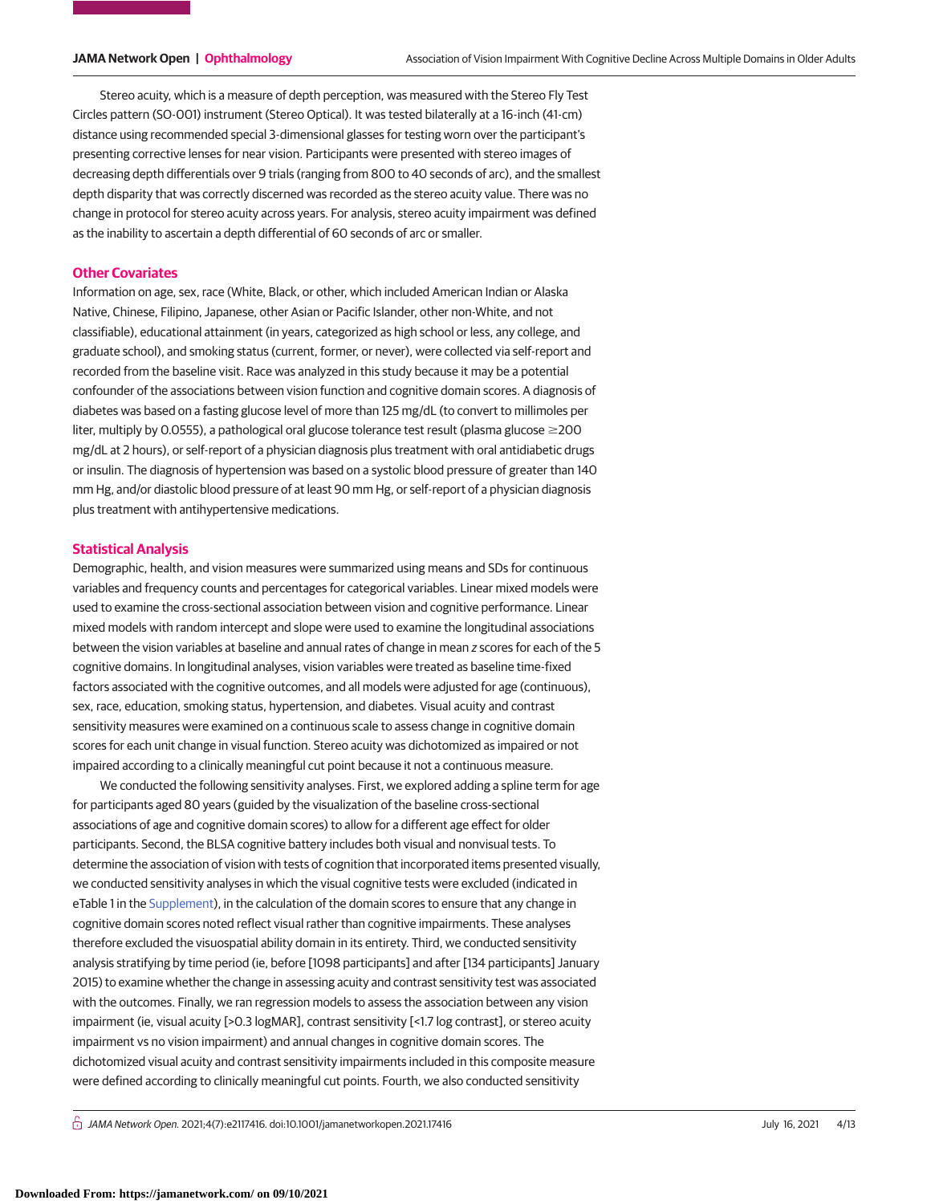Stereo acuity, which is a measure of depth perception, was measured with the Stereo Fly Test Circles pattern (SO-001) instrument (Stereo Optical). It was tested bilaterally at a 16-inch (41-cm) distance using recommended special 3-dimensional glasses for testing worn over the participant's presenting corrective lenses for near vision. Participants were presented with stereo images of decreasing depth differentials over 9 trials (ranging from 800 to 40 seconds of arc), and the smallest depth disparity that was correctly discerned was recorded as the stereo acuity value. There was no change in protocol for stereo acuity across years. For analysis, stereo acuity impairment was defined as the inability to ascertain a depth differential of 60 seconds of arc or smaller.

## Other Covariates

Information on age, sex, race (White, Black, or other, which included American Indian or Alaska Native, Chinese, Filipino, Japanese, other Asian or Pacific Islander, other non-White, and not classifiable), educational attainment (in years, categorized as high school or less, any college, and graduate school), and smoking status (current, former, or never), were collected via self-report and recorded from the baseline visit. Race was analyzed in this study because it may be a potential confounder of the associations between vision function and cognitive domain scores. A diagnosis of diabetes was based on a fasting glucose level of more than 125 mg/dL (to convert to millimoles per liter, multiply by 0.0555), a pathological oral glucose tolerance test result (plasma glucose ≥200 mg/dL at 2 hours), or self-report of a physician diagnosis plus treatment with oral antidiabetic drugs or insulin. The diagnosis of hypertension was based on a systolic blood pressure of greater than 140 mm Hg, and/or diastolic blood pressure of at least 90 mm Hg, or self-report of a physician diagnosis plus treatment with antihypertensive medications.

## Statistical Analysis

Demographic, health, and vision measures were summarized using means and SDs for continuous variables and frequency counts and percentages for categorical variables. Linear mixed models were used to examine the cross-sectional association between vision and cognitive performance. Linear mixed models with random intercept and slope were used to examine the longitudinal associations between the vision variables at baseline and annual rates of change in mean *z* scores for each of the 5 cognitive domains. In longitudinal analyses, vision variables were treated as baseline time-fixed factors associated with the cognitive outcomes, and all models were adjusted for age (continuous), sex, race, education, smoking status, hypertension, and diabetes. Visual acuity and contrast sensitivity measures were examined on a continuous scale to assess change in cognitive domain scores for each unit change in visual function. Stereo acuity was dichotomized as impaired or not impaired according to a clinically meaningful cut point because it not a continuous measure.

We conducted the following sensitivity analyses. First, we explored adding a spline term for age for participants aged 80 years (guided by the visualization of the baseline cross-sectional associations of age and cognitive domain scores) to allow for a different age effect for older participants. Second, the BLSA cognitive battery includes both visual and nonvisual tests. To determine the association of vision with tests of cognition that incorporated items presented visually, we conducted sensitivity analyses in which the visual cognitive tests were excluded (indicated in eTable 1 in the Supplement), in the calculation of the domain scores to ensure that any change in cognitive domain scores noted reflect visual rather than cognitive impairments. These analyses therefore excluded the visuospatial ability domain in its entirety. Third, we conducted sensitivity analysis stratifying by time period (ie, before [1098 participants] and after [134 participants] January 2015) to examine whether the change in assessing acuity and contrast sensitivity test was associated with the outcomes. Finally, we ran regression models to assess the association between any vision impairment (ie, visual acuity [>0.3 logMAR], contrast sensitivity [<1.7 log contrast], or stereo acuity impairment vs no vision impairment) and annual changes in cognitive domain scores. The dichotomized visual acuity and contrast sensitivity impairments included in this composite measure were defined according to clinically meaningful cut points. Fourth, we also conducted sensitivity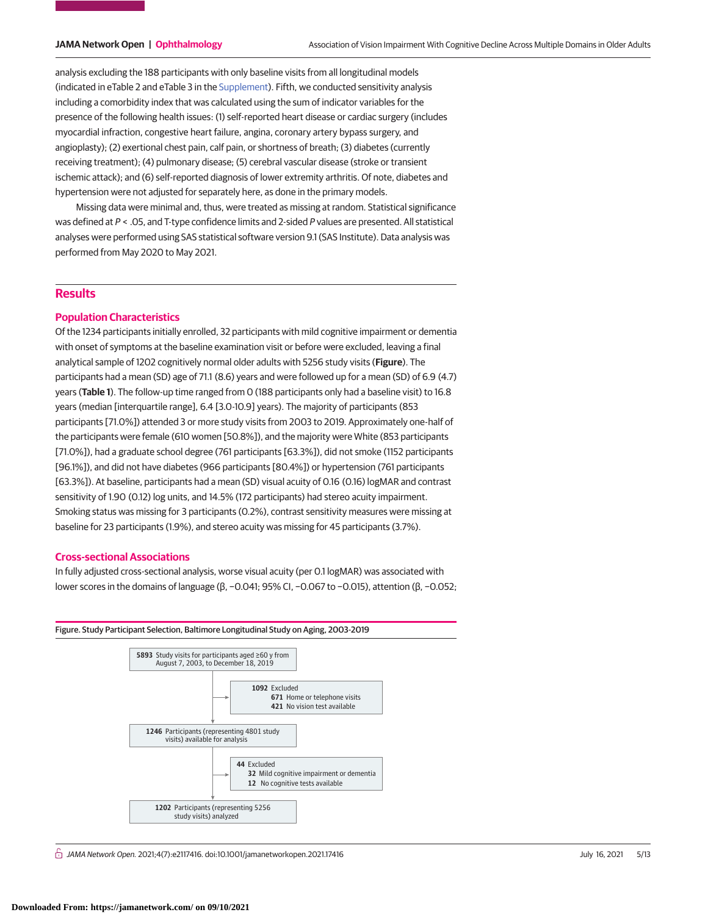analysis excluding the 188 participants with only baseline visits from all longitudinal models (indicated in eTable 2 and eTable 3 in the Supplement). Fifth, we conducted sensitivity analysis including a comorbidity index that was calculated using the sum of indicator variables for the presence of the following health issues: (1) self-reported heart disease or cardiac surgery (includes myocardial infraction, congestive heart failure, angina, coronary artery bypass surgery, and angioplasty); (2) exertional chest pain, calf pain, or shortness of breath; (3) diabetes (currently receiving treatment); (4) pulmonary disease; (5) cerebral vascular disease (stroke or transient ischemic attack); and (6) self-reported diagnosis of lower extremity arthritis. Of note, diabetes and hypertension were not adjusted for separately here, as done in the primary models.

Missing data were minimal and, thus, were treated as missing at random. Statistical significance was defined at $P < .05$, and T-type confidence limits and 2-sided $P$ values are presented. All statistical analyses were performed using SAS statistical software version 9.1 (SAS Institute). Data analysis was performed from May 2020 to May 2021.

## Results

### Population Characteristics

Of the 1234 participants initially enrolled, 32 participants with mild cognitive impairment or dementia with onset of symptoms at the baseline examination visit or before were excluded, leaving a final analytical sample of 1202 cognitively normal older adults with 5256 study visits (**Figure**). The participants had a mean (SD) age of 71.1 (8.6) years and were followed up for a mean (SD) of 6.9 (4.7) years (**Table 1**). The follow-up time ranged from 0 (188 participants only had a baseline visit) to 16.8 years (median [interquartile range], 6.4 [3.0-10.9] years). The majority of participants (853 participants [71.0%]) attended 3 or more study visits from 2003 to 2019. Approximately one-half of the participants were female (610 women [50.8%]), and the majority were White (853 participants [71.0%]), had a graduate school degree (761 participants [63.3%]), did not smoke (1152 participants [96.1%]), and did not have diabetes (966 participants [80.4%]) or hypertension (761 participants [63.3%]). At baseline, participants had a mean (SD) visual acuity of 0.16 (0.16) logMAR and contrast sensitivity of 1.90 (0.12) log units, and 14.5% (172 participants) had stereo acuity impairment. Smoking status was missing for 3 participants (0.2%), contrast sensitivity measures were missing at baseline for 23 participants (1.9%), and stereo acuity was missing for 45 participants (3.7%).

### Cross-sectional Associations

In fully adjusted cross-sectional analysis, worse visual acuity (per 0.1 logMAR) was associated with lower scores in the domains of language (β, −0.041; 95% CI, −0.067 to −0.015), attention (β, −0.052;

Figure. Study Participant Selection, Baltimore Longitudinal Study on Aging, 2003-2019

**5893** Study visits for participants aged ≥60 y from August 7, 2003, to December 18, 2019

→ **1092** Excluded
- **671** Home or telephone visits
- **421** No vision test available

**1246** Participants (representing 4801 study visits) available for analysis

→ **44** Excluded
- **32** Mild cognitive impairment or dementia
- **12** No cognitive tests available

**1202** Participants (representing 5256 study visits) analyzed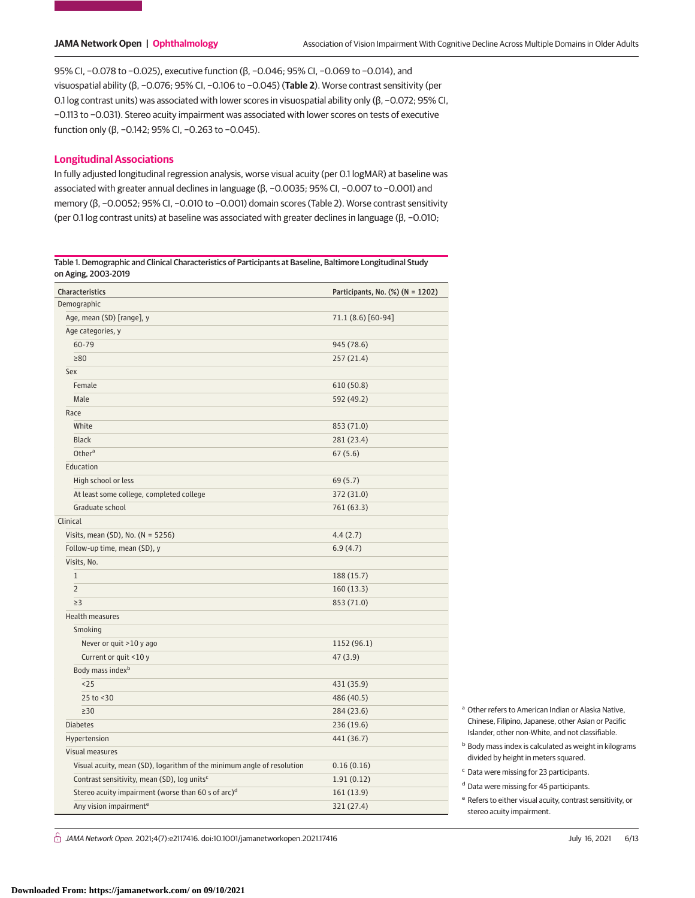95% CI, −0.078 to −0.025), executive function (β, −0.046; 95% CI, −0.069 to −0.014), and visuospatial ability (β, −0.076; 95% CI, −0.106 to −0.045) (**Table 2**). Worse contrast sensitivity (per 0.1 log contrast units) was associated with lower scores in visuospatial ability only (β, −0.072; 95% CI, −0.113 to −0.031). Stereo acuity impairment was associated with lower scores on tests of executive function only (β, −0.142; 95% CI, −0.263 to −0.045).

## Longitudinal Associations

In fully adjusted longitudinal regression analysis, worse visual acuity (per 0.1 logMAR) at baseline was associated with greater annual declines in language (β, −0.0035; 95% CI, −0.007 to −0.001) and memory (β, −0.0052; 95% CI, −0.010 to −0.001) domain scores (Table 2). Worse contrast sensitivity (per 0.1 log contrast units) at baseline was associated with greater declines in language (β, −0.010;

Table 1. Demographic and Clinical Characteristics of Participants at Baseline, Baltimore Longitudinal Study on Aging, 2003-2019

| Characteristics | Participants, No. (%) (N = 1202) |
|---|---|
| Demographic | |
| Age, mean (SD) [range], y | 71.1 (8.6) [60-94] |
| Age categories, y | |
| 60-79 | 945 (78.6) |
| ≥80 | 257 (21.4) |
| Sex | |
| Female | 610 (50.8) |
| Male | 592 (49.2) |
| Race | |
| White | 853 (71.0) |
| Black | 281 (23.4) |
| Other[a] | 67 (5.6) |
| Education | |
| High school or less | 69 (5.7) |
| At least some college, completed college | 372 (31.0) |
| Graduate school | 761 (63.3) |
| Clinical | |
| Visits, mean (SD), No. (N = 5256) | 4.4 (2.7) |
| Follow-up time, mean (SD), y | 6.9 (4.7) |
| Visits, No. | |
| 1 | 188 (15.7) |
| 2 | 160 (13.3) |
| ≥3 | 853 (71.0) |
| Health measures | |
| Smoking | |
| Never or quit >10 y ago | 1152 (96.1) |
| Current or quit <10 y | 47 (3.9) |
| Body mass index[b] | |
| <25 | 431 (35.9) |
| 25 to <30 | 486 (40.5) |
| ≥30 | 284 (23.6) |
| Diabetes | 236 (19.6) |
| Hypertension | 441 (36.7) |
| Visual measures | |
| Visual acuity, mean (SD), logarithm of the minimum angle of resolution | 0.16 (0.16) |
| Contrast sensitivity, mean (SD), log units[c] | 1.91 (0.12) |
| Stereo acuity impairment (worse than 60 s of arc)[d] | 161 (13.9) |
| Any vision impairment[e] | 321 (27.4) |

[a] Other refers to American Indian or Alaska Native, Chinese, Filipino, Japanese, other Asian or Pacific Islander, other non-White, and not classifiable.

[b] Body mass index is calculated as weight in kilograms divided by height in meters squared.

[c] Data were missing for 23 participants.

[d] Data were missing for 45 participants.

[e] Refers to either visual acuity, contrast sensitivity, or stereo acuity impairment.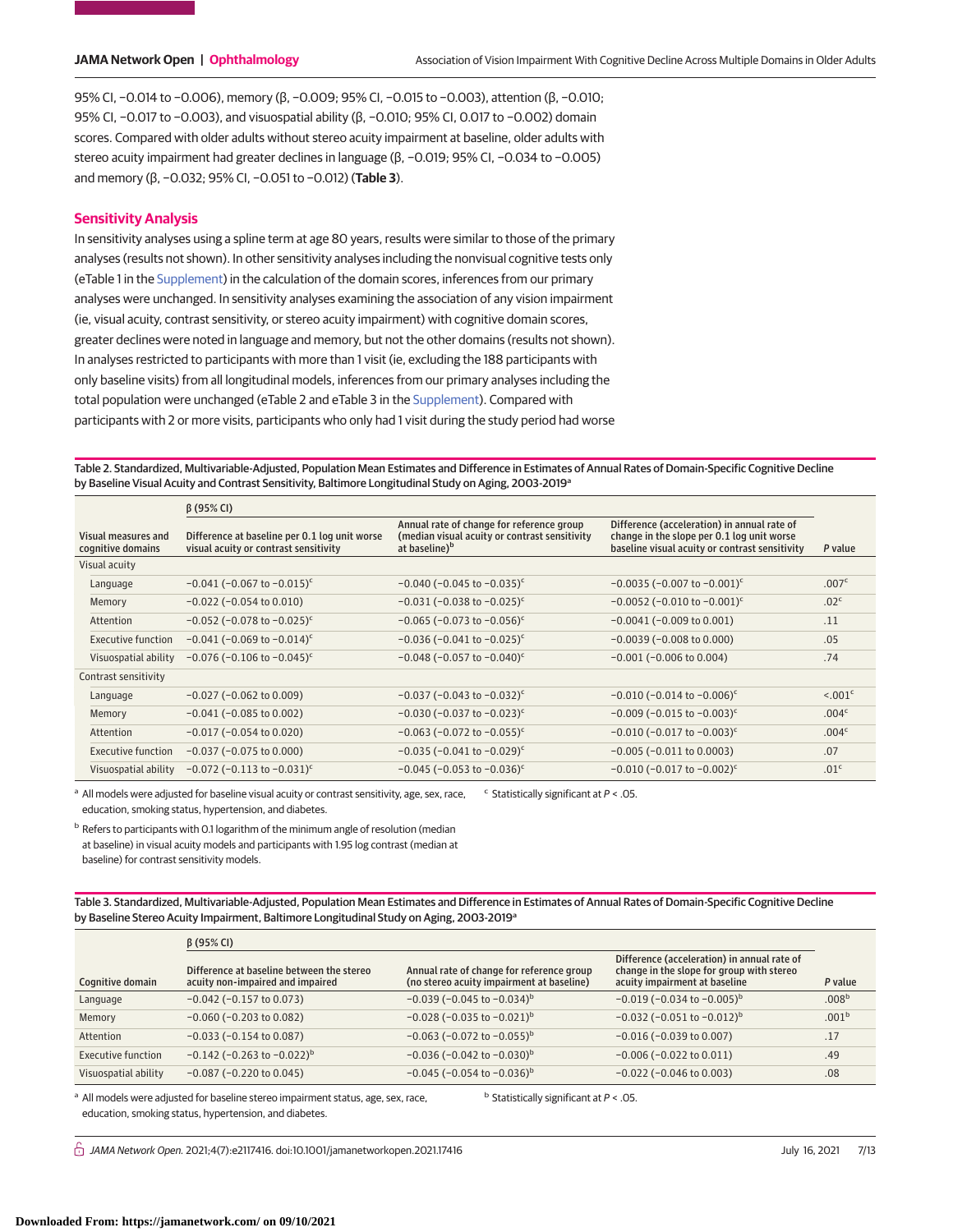95% CI, −0.014 to −0.006), memory (β, −0.009; 95% CI, −0.015 to −0.003), attention (β, −0.010; 95% CI, −0.017 to −0.003), and visuospatial ability (β, −0.010; 95% CI, 0.017 to −0.002) domain scores. Compared with older adults without stereo acuity impairment at baseline, older adults with stereo acuity impairment had greater declines in language (β, −0.019; 95% CI, −0.034 to −0.005) and memory (β, −0.032; 95% CI, −0.051 to −0.012) (**Table 3**).

## Sensitivity Analysis

In sensitivity analyses using a spline term at age 80 years, results were similar to those of the primary analyses (results not shown). In other sensitivity analyses including the nonvisual cognitive tests only (eTable 1 in the Supplement) in the calculation of the domain scores, inferences from our primary analyses were unchanged. In sensitivity analyses examining the association of any vision impairment (ie, visual acuity, contrast sensitivity, or stereo acuity impairment) with cognitive domain scores, greater declines were noted in language and memory, but not the other domains (results not shown). In analyses restricted to participants with more than 1 visit (ie, excluding the 188 participants with only baseline visits) from all longitudinal models, inferences from our primary analyses including the total population were unchanged (eTable 2 and eTable 3 in the Supplement). Compared with participants with 2 or more visits, participants who only had 1 visit during the study period had worse

Table 2. Standardized, Multivariable-Adjusted, Population Mean Estimates and Difference in Estimates of Annual Rates of Domain-Specific Cognitive Decline by Baseline Visual Acuity and Contrast Sensitivity, Baltimore Longitudinal Study on Aging, 2003-2019[a]

| Visual measures and cognitive domains | β (95% CI) | | | P value |
|---|---|---|---|---|
| | Difference at baseline per 0.1 log unit worse visual acuity or contrast sensitivity | Annual rate of change for reference group (median visual acuity or contrast sensitivity at baseline)[b] | Difference (acceleration) in annual rate of change in the slope per 0.1 log unit worse baseline visual acuity or contrast sensitivity | |
| **Visual acuity** | | | | |
| Language | −0.041 (−0.067 to −0.015)[c] | −0.040 (−0.045 to −0.035)[c] | −0.0035 (−0.007 to −0.001)[c] | .007[c] |
| Memory | −0.022 (−0.054 to 0.010) | −0.031 (−0.038 to −0.025)[c] | −0.0052 (−0.010 to −0.001)[c] | .02[c] |
| Attention | −0.052 (−0.078 to −0.025)[c] | −0.065 (−0.073 to −0.056)[c] | −0.0041 (−0.009 to 0.001) | .11 |
| Executive function | −0.041 (−0.069 to −0.014)[c] | −0.036 (−0.041 to −0.025)[c] | −0.0039 (−0.008 to 0.000) | .05 |
| Visuospatial ability | −0.076 (−0.106 to −0.045)[c] | −0.048 (−0.057 to −0.040)[c] | −0.001 (−0.006 to 0.004) | .74 |
| **Contrast sensitivity** | | | | |
| Language | −0.027 (−0.062 to 0.009) | −0.037 (−0.043 to −0.032)[c] | −0.010 (−0.014 to −0.006)[c] | <.001[c] |
| Memory | −0.041 (−0.085 to 0.002) | −0.030 (−0.037 to −0.023)[c] | −0.009 (−0.015 to −0.003)[c] | .004[c] |
| Attention | −0.017 (−0.054 to 0.020) | −0.063 (−0.072 to −0.055)[c] | −0.010 (−0.017 to −0.003)[c] | .004[c] |
| Executive function | −0.037 (−0.075 to 0.000) | −0.035 (−0.041 to −0.029)[c] | −0.005 (−0.011 to 0.0003) | .07 |
| Visuospatial ability | −0.072 (−0.113 to −0.031)[c] | −0.045 (−0.053 to −0.036)[c] | −0.010 (−0.017 to −0.002)[c] | .01[c] |

[a] All models were adjusted for baseline visual acuity or contrast sensitivity, age, sex, race, education, smoking status, hypertension, and diabetes.

[b] Refers to participants with 0.1 logarithm of the minimum angle of resolution (median at baseline) in visual acuity models and participants with 1.95 log contrast (median at baseline) for contrast sensitivity models.

[c] Statistically significant at $P < .05$.

Table 3. Standardized, Multivariable-Adjusted, Population Mean Estimates and Difference in Estimates of Annual Rates of Domain-Specific Cognitive Decline by Baseline Stereo Acuity Impairment, Baltimore Longitudinal Study on Aging, 2003-2019[a]

| Cognitive domain | β (95% CI) | | | P value |
|---|---|---|---|---|
| | Difference at baseline between the stereo acuity non-impaired and impaired | Annual rate of change for reference group (no stereo acuity impairment at baseline) | Difference (acceleration) in annual rate of change in the slope for group with stereo acuity impairment at baseline | |
| Language | −0.042 (−0.157 to 0.073) | −0.039 (−0.045 to −0.034)[b] | −0.019 (−0.034 to −0.005)[b] | .008[b] |
| Memory | −0.060 (−0.203 to 0.082) | −0.028 (−0.035 to −0.021)[b] | −0.032 (−0.051 to −0.012)[b] | .001[b] |
| Attention | −0.033 (−0.154 to 0.087) | −0.063 (−0.072 to −0.055)[b] | −0.016 (−0.039 to 0.007) | .17 |
| Executive function | −0.142 (−0.263 to −0.022)[b] | −0.036 (−0.042 to −0.030)[b] | −0.006 (−0.022 to 0.011) | .49 |
| Visuospatial ability | −0.087 (−0.220 to 0.045) | −0.045 (−0.054 to −0.036)[b] | −0.022 (−0.046 to 0.003) | .08 |

[a] All models were adjusted for baseline stereo impairment status, age, sex, race, education, smoking status, hypertension, and diabetes.

[b] Statistically significant at $P < .05$.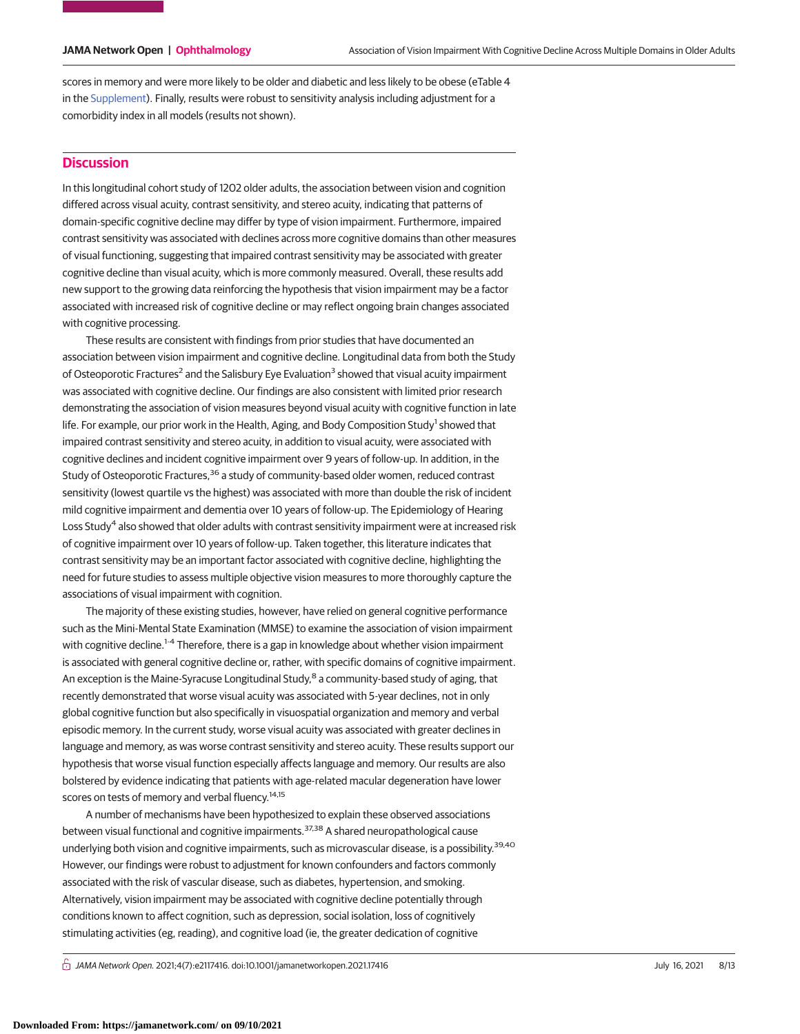scores in memory and were more likely to be older and diabetic and less likely to be obese (eTable 4 in the Supplement). Finally, results were robust to sensitivity analysis including adjustment for a comorbidity index in all models (results not shown).

## Discussion

In this longitudinal cohort study of 1202 older adults, the association between vision and cognition differed across visual acuity, contrast sensitivity, and stereo acuity, indicating that patterns of domain-specific cognitive decline may differ by type of vision impairment. Furthermore, impaired contrast sensitivity was associated with declines across more cognitive domains than other measures of visual functioning, suggesting that impaired contrast sensitivity may be associated with greater cognitive decline than visual acuity, which is more commonly measured. Overall, these results add new support to the growing data reinforcing the hypothesis that vision impairment may be a factor associated with increased risk of cognitive decline or may reflect ongoing brain changes associated with cognitive processing.

These results are consistent with findings from prior studies that have documented an association between vision impairment and cognitive decline. Longitudinal data from both the Study of Osteoporotic Fractures[2] and the Salisbury Eye Evaluation[3] showed that visual acuity impairment was associated with cognitive decline. Our findings are also consistent with limited prior research demonstrating the association of vision measures beyond visual acuity with cognitive function in late life. For example, our prior work in the Health, Aging, and Body Composition Study[1] showed that impaired contrast sensitivity and stereo acuity, in addition to visual acuity, were associated with cognitive declines and incident cognitive impairment over 9 years of follow-up. In addition, in the Study of Osteoporotic Fractures,[36] a study of community-based older women, reduced contrast sensitivity (lowest quartile vs the highest) was associated with more than double the risk of incident mild cognitive impairment and dementia over 10 years of follow-up. The Epidemiology of Hearing Loss Study[4] also showed that older adults with contrast sensitivity impairment were at increased risk of cognitive impairment over 10 years of follow-up. Taken together, this literature indicates that contrast sensitivity may be an important factor associated with cognitive decline, highlighting the need for future studies to assess multiple objective vision measures to more thoroughly capture the associations of visual impairment with cognition.

The majority of these existing studies, however, have relied on general cognitive performance such as the Mini-Mental State Examination (MMSE) to examine the association of vision impairment with cognitive decline.[1-4] Therefore, there is a gap in knowledge about whether vision impairment is associated with general cognitive decline or, rather, with specific domains of cognitive impairment. An exception is the Maine-Syracuse Longitudinal Study,[8] a community-based study of aging, that recently demonstrated that worse visual acuity was associated with 5-year declines, not in only global cognitive function but also specifically in visuospatial organization and memory and verbal episodic memory. In the current study, worse visual acuity was associated with greater declines in language and memory, as was worse contrast sensitivity and stereo acuity. These results support our hypothesis that worse visual function especially affects language and memory. Our results are also bolstered by evidence indicating that patients with age-related macular degeneration have lower scores on tests of memory and verbal fluency.[14,15]

A number of mechanisms have been hypothesized to explain these observed associations between visual functional and cognitive impairments.[37,38] A shared neuropathological cause underlying both vision and cognitive impairments, such as microvascular disease, is a possibility.[39,40] However, our findings were robust to adjustment for known confounders and factors commonly associated with the risk of vascular disease, such as diabetes, hypertension, and smoking. Alternatively, vision impairment may be associated with cognitive decline potentially through conditions known to affect cognition, such as depression, social isolation, loss of cognitively stimulating activities (eg, reading), and cognitive load (ie, the greater dedication of cognitive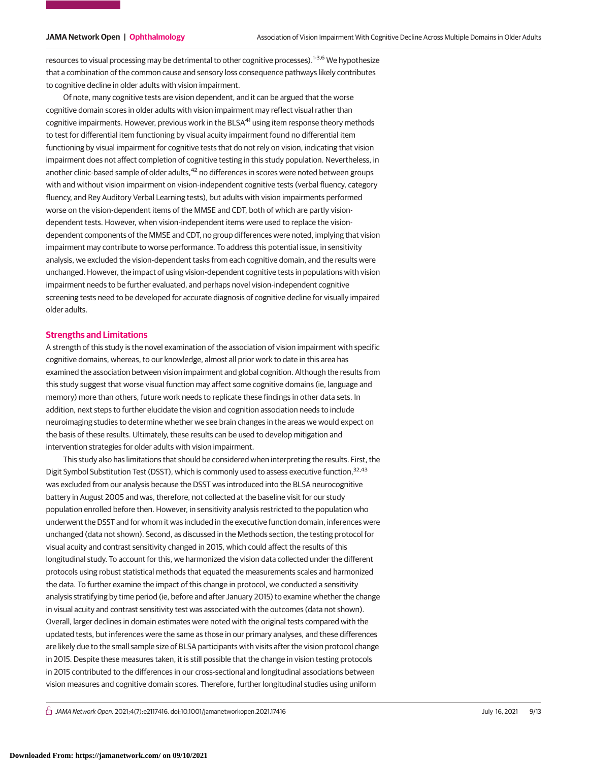resources to visual processing may be detrimental to other cognitive processes).[1-3,6] We hypothesize that a combination of the common cause and sensory loss consequence pathways likely contributes to cognitive decline in older adults with vision impairment.

Of note, many cognitive tests are vision dependent, and it can be argued that the worse cognitive domain scores in older adults with vision impairment may reflect visual rather than cognitive impairments. However, previous work in the BLSA[41] using item response theory methods to test for differential item functioning by visual acuity impairment found no differential item functioning by visual impairment for cognitive tests that do not rely on vision, indicating that vision impairment does not affect completion of cognitive testing in this study population. Nevertheless, in another clinic-based sample of older adults,[42] no differences in scores were noted between groups with and without vision impairment on vision-independent cognitive tests (verbal fluency, category fluency, and Rey Auditory Verbal Learning tests), but adults with vision impairments performed worse on the vision-dependent items of the MMSE and CDT, both of which are partly vision-dependent tests. However, when vision-independent items were used to replace the vision-dependent components of the MMSE and CDT, no group differences were noted, implying that vision impairment may contribute to worse performance. To address this potential issue, in sensitivity analysis, we excluded the vision-dependent tasks from each cognitive domain, and the results were unchanged. However, the impact of using vision-dependent cognitive tests in populations with vision impairment needs to be further evaluated, and perhaps novel vision-independent cognitive screening tests need to be developed for accurate diagnosis of cognitive decline for visually impaired older adults.

## Strengths and Limitations

A strength of this study is the novel examination of the association of vision impairment with specific cognitive domains, whereas, to our knowledge, almost all prior work to date in this area has examined the association between vision impairment and global cognition. Although the results from this study suggest that worse visual function may affect some cognitive domains (ie, language and memory) more than others, future work needs to replicate these findings in other data sets. In addition, next steps to further elucidate the vision and cognition association needs to include neuroimaging studies to determine whether we see brain changes in the areas we would expect on the basis of these results. Ultimately, these results can be used to develop mitigation and intervention strategies for older adults with vision impairment.

This study also has limitations that should be considered when interpreting the results. First, the Digit Symbol Substitution Test (DSST), which is commonly used to assess executive function,[32,43] was excluded from our analysis because the DSST was introduced into the BLSA neurocognitive battery in August 2005 and was, therefore, not collected at the baseline visit for our study population enrolled before then. However, in sensitivity analysis restricted to the population who underwent the DSST and for whom it was included in the executive function domain, inferences were unchanged (data not shown). Second, as discussed in the Methods section, the testing protocol for visual acuity and contrast sensitivity changed in 2015, which could affect the results of this longitudinal study. To account for this, we harmonized the vision data collected under the different protocols using robust statistical methods that equated the measurements scales and harmonized the data. To further examine the impact of this change in protocol, we conducted a sensitivity analysis stratifying by time period (ie, before and after January 2015) to examine whether the change in visual acuity and contrast sensitivity test was associated with the outcomes (data not shown). Overall, larger declines in domain estimates were noted with the original tests compared with the updated tests, but inferences were the same as those in our primary analyses, and these differences are likely due to the small sample size of BLSA participants with visits after the vision protocol change in 2015. Despite these measures taken, it is still possible that the change in vision testing protocols in 2015 contributed to the differences in our cross-sectional and longitudinal associations between vision measures and cognitive domain scores. Therefore, further longitudinal studies using uniform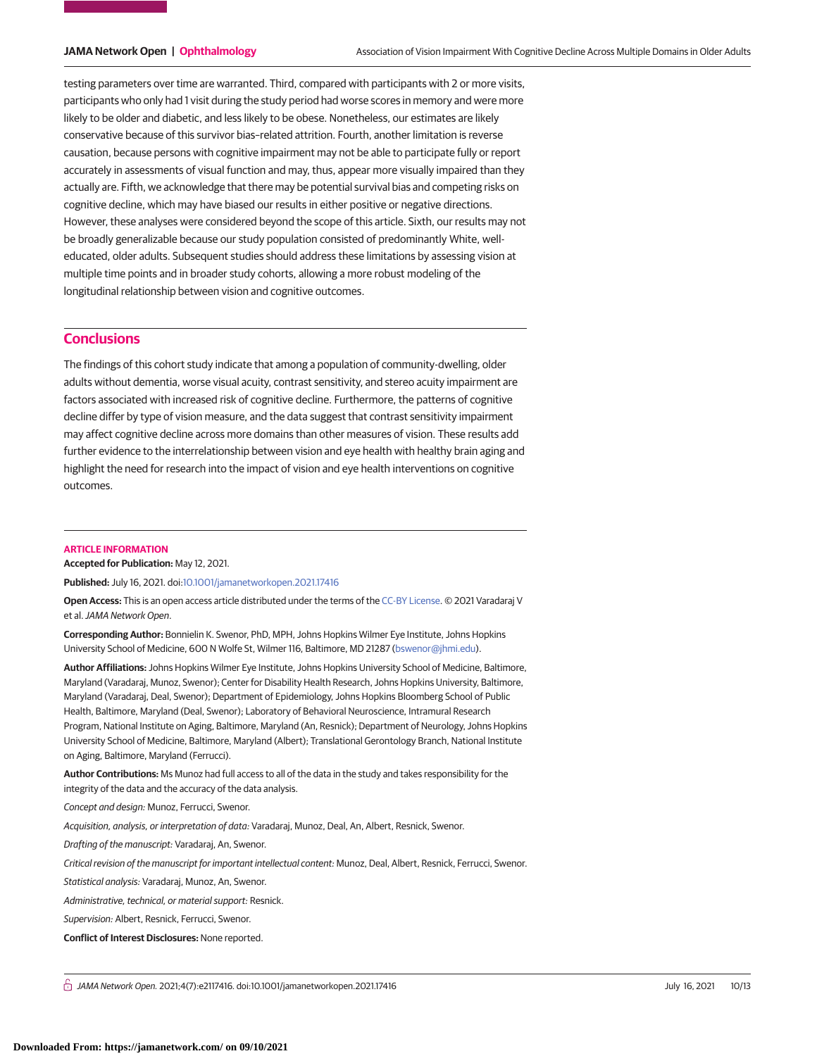testing parameters over time are warranted. Third, compared with participants with 2 or more visits, participants who only had 1 visit during the study period had worse scores in memory and were more likely to be older and diabetic, and less likely to be obese. Nonetheless, our estimates are likely conservative because of this survivor bias–related attrition. Fourth, another limitation is reverse causation, because persons with cognitive impairment may not be able to participate fully or report accurately in assessments of visual function and may, thus, appear more visually impaired than they actually are. Fifth, we acknowledge that there may be potential survival bias and competing risks on cognitive decline, which may have biased our results in either positive or negative directions. However, these analyses were considered beyond the scope of this article. Sixth, our results may not be broadly generalizable because our study population consisted of predominantly White, well-educated, older adults. Subsequent studies should address these limitations by assessing vision at multiple time points and in broader study cohorts, allowing a more robust modeling of the longitudinal relationship between vision and cognitive outcomes.

## Conclusions

The findings of this cohort study indicate that among a population of community-dwelling, older adults without dementia, worse visual acuity, contrast sensitivity, and stereo acuity impairment are factors associated with increased risk of cognitive decline. Furthermore, the patterns of cognitive decline differ by type of vision measure, and the data suggest that contrast sensitivity impairment may affect cognitive decline across more domains than other measures of vision. These results add further evidence to the interrelationship between vision and eye health with healthy brain aging and highlight the need for research into the impact of vision and eye health interventions on cognitive outcomes.

### ARTICLE INFORMATION

**Accepted for Publication:** May 12, 2021.

**Published:** July 16, 2021. doi:10.1001/jamanetworkopen.2021.17416

**Open Access:** This is an open access article distributed under the terms of the CC-BY License. © 2021 Varadaraj V et al. *JAMA Network Open*.

**Corresponding Author:** Bonnielin K. Swenor, PhD, MPH, Johns Hopkins Wilmer Eye Institute, Johns Hopkins University School of Medicine, 600 N Wolfe St, Wilmer 116, Baltimore, MD 21287 (bswenor@jhmi.edu).

**Author Affiliations:** Johns Hopkins Wilmer Eye Institute, Johns Hopkins University School of Medicine, Baltimore, Maryland (Varadaraj, Munoz, Swenor); Center for Disability Health Research, Johns Hopkins University, Baltimore, Maryland (Varadaraj, Deal, Swenor); Department of Epidemiology, Johns Hopkins Bloomberg School of Public Health, Baltimore, Maryland (Deal, Swenor); Laboratory of Behavioral Neuroscience, Intramural Research Program, National Institute on Aging, Baltimore, Maryland (An, Resnick); Department of Neurology, Johns Hopkins University School of Medicine, Baltimore, Maryland (Albert); Translational Gerontology Branch, National Institute on Aging, Baltimore, Maryland (Ferrucci).

**Author Contributions:** Ms Munoz had full access to all of the data in the study and takes responsibility for the integrity of the data and the accuracy of the data analysis.

*Concept and design:* Munoz, Ferrucci, Swenor.

*Acquisition, analysis, or interpretation of data:* Varadaraj, Munoz, Deal, An, Albert, Resnick, Swenor.

*Drafting of the manuscript:* Varadaraj, An, Swenor.

*Critical revision of the manuscript for important intellectual content:* Munoz, Deal, Albert, Resnick, Ferrucci, Swenor.

*Statistical analysis:* Varadaraj, Munoz, An, Swenor.

*Administrative, technical, or material support:* Resnick.

*Supervision:* Albert, Resnick, Ferrucci, Swenor.

**Conflict of Interest Disclosures:** None reported.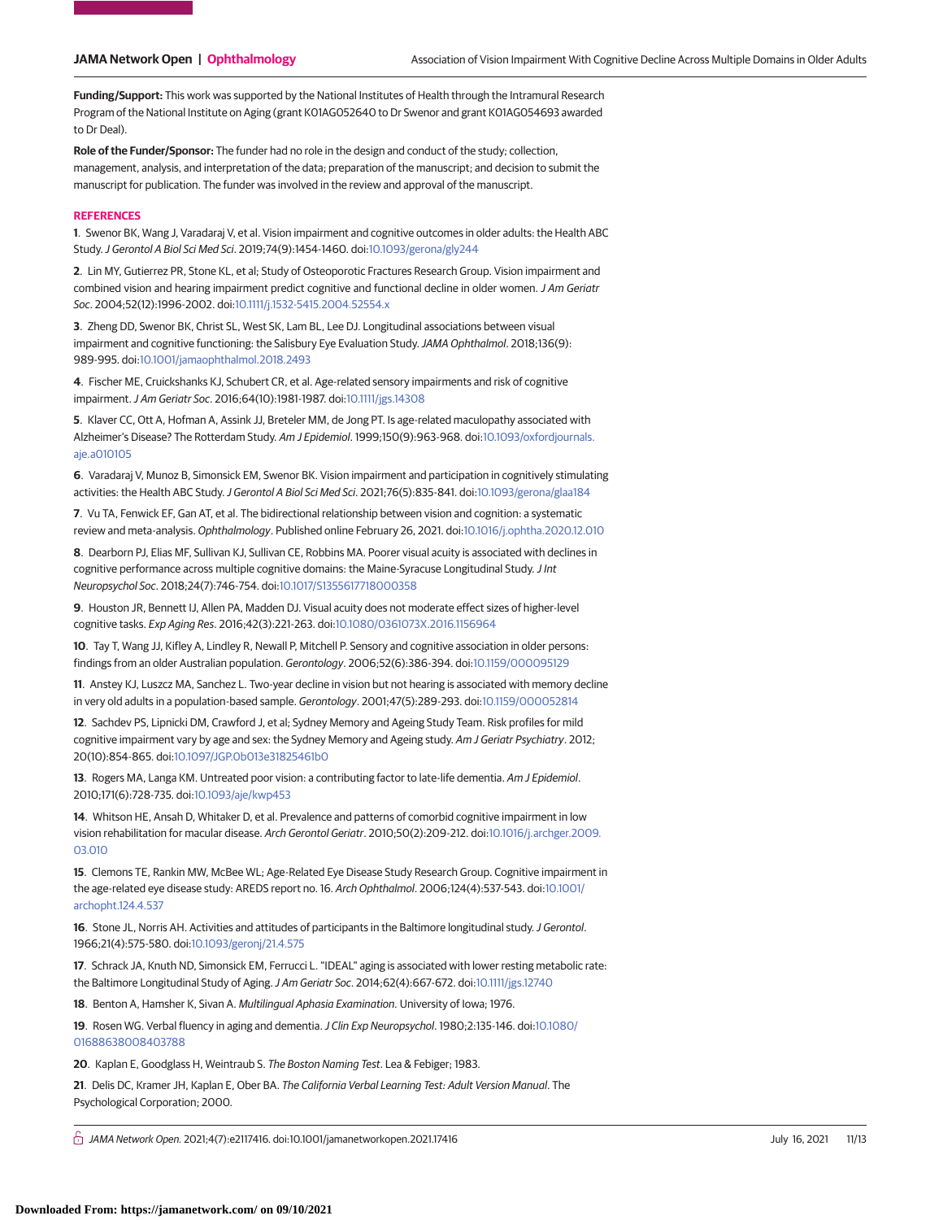**Funding/Support:** This work was supported by the National Institutes of Health through the Intramural Research Program of the National Institute on Aging (grant K01AG052640 to Dr Swenor and grant K01AG054693 awarded to Dr Deal).

**Role of the Funder/Sponsor:** The funder had no role in the design and conduct of the study; collection, management, analysis, and interpretation of the data; preparation of the manuscript; and decision to submit the manuscript for publication. The funder was involved in the review and approval of the manuscript.

## REFERENCES

**1**. Swenor BK, Wang J, Varadaraj V, et al. Vision impairment and cognitive outcomes in older adults: the Health ABC Study. *J Gerontol A Biol Sci Med Sci*. 2019;74(9):1454-1460. doi:10.1093/gerona/gly244

**2**. Lin MY, Gutierrez PR, Stone KL, et al; Study of Osteoporotic Fractures Research Group. Vision impairment and combined vision and hearing impairment predict cognitive and functional decline in older women. *J Am Geriatr Soc*. 2004;52(12):1996-2002. doi:10.1111/j.1532-5415.2004.52554.x

**3**. Zheng DD, Swenor BK, Christ SL, West SK, Lam BL, Lee DJ. Longitudinal associations between visual impairment and cognitive functioning: the Salisbury Eye Evaluation Study. *JAMA Ophthalmol*. 2018;136(9):989-995. doi:10.1001/jamaophthalmol.2018.2493

**4**. Fischer ME, Cruickshanks KJ, Schubert CR, et al. Age-related sensory impairments and risk of cognitive impairment. *J Am Geriatr Soc*. 2016;64(10):1981-1987. doi:10.1111/jgs.14308

**5**. Klaver CC, Ott A, Hofman A, Assink JJ, Breteler MM, de Jong PT. Is age-related maculopathy associated with Alzheimer's Disease? The Rotterdam Study. *Am J Epidemiol*. 1999;150(9):963-968. doi:10.1093/oxfordjournals.aje.a010105

**6**. Varadaraj V, Munoz B, Simonsick EM, Swenor BK. Vision impairment and participation in cognitively stimulating activities: the Health ABC Study. *J Gerontol A Biol Sci Med Sci*. 2021;76(5):835-841. doi:10.1093/gerona/glaa184

**7**. Vu TA, Fenwick EF, Gan AT, et al. The bidirectional relationship between vision and cognition: a systematic review and meta-analysis. *Ophthalmology*. Published online February 26, 2021. doi:10.1016/j.ophtha.2020.12.010

**8**. Dearborn PJ, Elias MF, Sullivan KJ, Sullivan CE, Robbins MA. Poorer visual acuity is associated with declines in cognitive performance across multiple cognitive domains: the Maine-Syracuse Longitudinal Study. *J Int Neuropsychol Soc*. 2018;24(7):746-754. doi:10.1017/S1355617718000358

**9**. Houston JR, Bennett IJ, Allen PA, Madden DJ. Visual acuity does not moderate effect sizes of higher-level cognitive tasks. *Exp Aging Res*. 2016;42(3):221-263. doi:10.1080/0361073X.2016.1156964

**10**. Tay T, Wang JJ, Kifley A, Lindley R, Newall P, Mitchell P. Sensory and cognitive association in older persons: findings from an older Australian population. *Gerontology*. 2006;52(6):386-394. doi:10.1159/000095129

**11**. Anstey KJ, Luszcz MA, Sanchez L. Two-year decline in vision but not hearing is associated with memory decline in very old adults in a population-based sample. *Gerontology*. 2001;47(5):289-293. doi:10.1159/000052814

**12**. Sachdev PS, Lipnicki DM, Crawford J, et al; Sydney Memory and Ageing Study Team. Risk profiles for mild cognitive impairment vary by age and sex: the Sydney Memory and Ageing study. *Am J Geriatr Psychiatry*. 2012;20(10):854-865. doi:10.1097/JGP.0b013e31825461b0

**13**. Rogers MA, Langa KM. Untreated poor vision: a contributing factor to late-life dementia. *Am J Epidemiol*. 2010;171(6):728-735. doi:10.1093/aje/kwp453

**14**. Whitson HE, Ansah D, Whitaker D, et al. Prevalence and patterns of comorbid cognitive impairment in low vision rehabilitation for macular disease. *Arch Gerontol Geriatr*. 2010;50(2):209-212. doi:10.1016/j.archger.2009.03.010

**15**. Clemons TE, Rankin MW, McBee WL; Age-Related Eye Disease Study Research Group. Cognitive impairment in the age-related eye disease study: AREDS report no. 16. *Arch Ophthalmol*. 2006;124(4):537-543. doi:10.1001/archopht.124.4.537

**16**. Stone JL, Norris AH. Activities and attitudes of participants in the Baltimore longitudinal study. *J Gerontol*. 1966;21(4):575-580. doi:10.1093/geronj/21.4.575

**17**. Schrack JA, Knuth ND, Simonsick EM, Ferrucci L. "IDEAL" aging is associated with lower resting metabolic rate: the Baltimore Longitudinal Study of Aging. *J Am Geriatr Soc*. 2014;62(4):667-672. doi:10.1111/jgs.12740

**18**. Benton A, Hamsher K, Sivan A. *Multilingual Aphasia Examination*. University of Iowa; 1976.

**19**. Rosen WG. Verbal fluency in aging and dementia. *J Clin Exp Neuropsychol*. 1980;2:135-146. doi:10.1080/01688638008403788

**20**. Kaplan E, Goodglass H, Weintraub S. *The Boston Naming Test*. Lea & Febiger; 1983.

**21**. Delis DC, Kramer JH, Kaplan E, Ober BA. *The California Verbal Learning Test: Adult Version Manual*. The Psychological Corporation; 2000.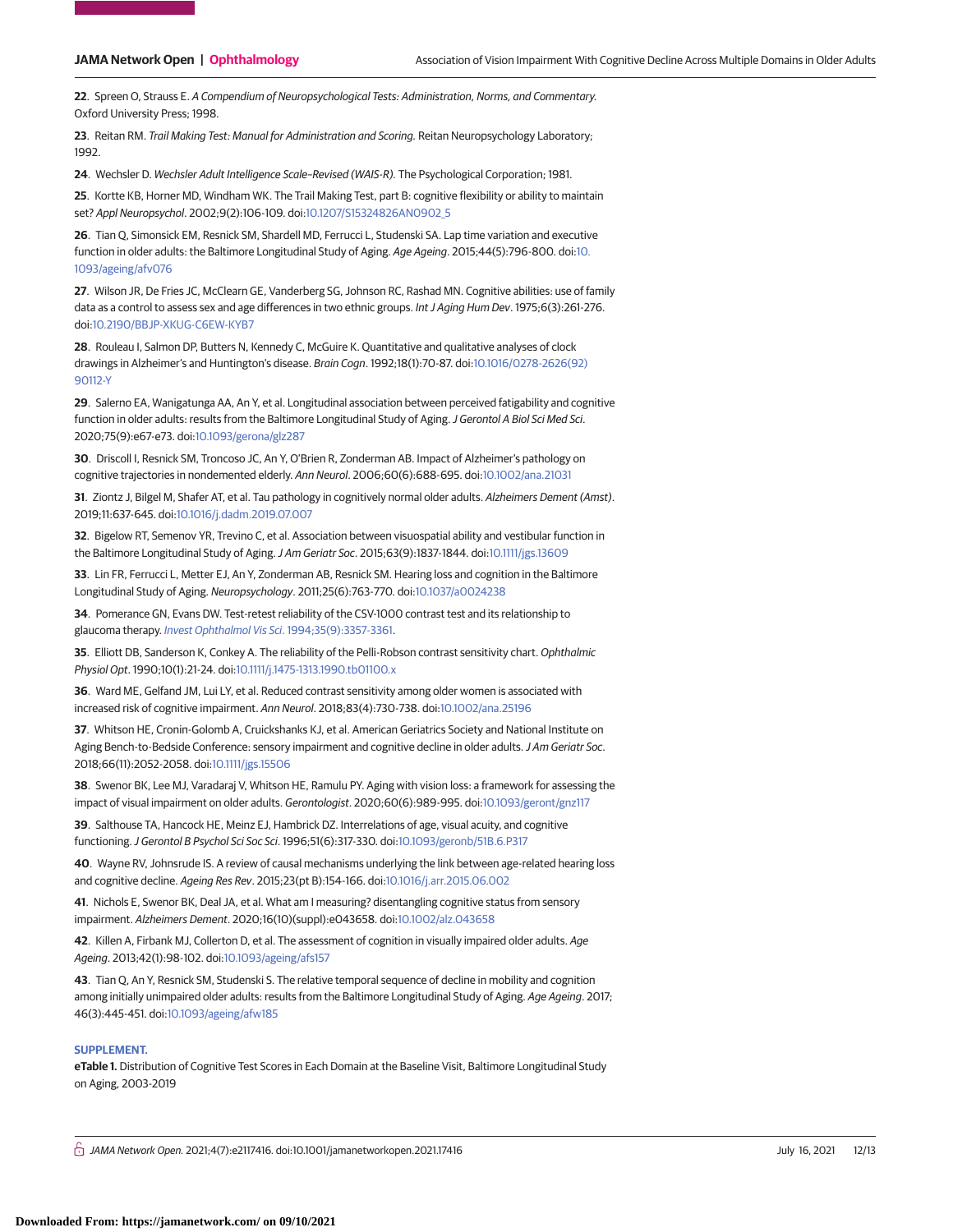22. Spreen O, Strauss E. *A Compendium of Neuropsychological Tests: Administration, Norms, and Commentary.* Oxford University Press; 1998.

23. Reitan RM. *Trail Making Test: Manual for Administration and Scoring.* Reitan Neuropsychology Laboratory; 1992.

24. Wechsler D. *Wechsler Adult Intelligence Scale–Revised (WAIS-R).* The Psychological Corporation; 1981.

25. Kortte KB, Horner MD, Windham WK. The Trail Making Test, part B: cognitive flexibility or ability to maintain set? *Appl Neuropsychol*. 2002;9(2):106-109. doi:10.1207/S15324826AN0902_5

26. Tian Q, Simonsick EM, Resnick SM, Shardell MD, Ferrucci L, Studenski SA. Lap time variation and executive function in older adults: the Baltimore Longitudinal Study of Aging. *Age Ageing*. 2015;44(5):796-800. doi:10.1093/ageing/afv076

27. Wilson JR, De Fries JC, McClearn GE, Vanderberg SG, Johnson RC, Rashad MN. Cognitive abilities: use of family data as a control to assess sex and age differences in two ethnic groups. *Int J Aging Hum Dev*. 1975;6(3):261-276. doi:10.2190/BBJP-XKUG-C6EW-KYB7

28. Rouleau I, Salmon DP, Butters N, Kennedy C, McGuire K. Quantitative and qualitative analyses of clock drawings in Alzheimer's and Huntington's disease. *Brain Cogn*. 1992;18(1):70-87. doi:10.1016/0278-2626(92)90112-Y

29. Salerno EA, Wanigatunga AA, An Y, et al. Longitudinal association between perceived fatigability and cognitive function in older adults: results from the Baltimore Longitudinal Study of Aging. *J Gerontol A Biol Sci Med Sci*. 2020;75(9):e67-e73. doi:10.1093/gerona/glz287

30. Driscoll I, Resnick SM, Troncoso JC, An Y, O'Brien R, Zonderman AB. Impact of Alzheimer's pathology on cognitive trajectories in nondemented elderly. *Ann Neurol*. 2006;60(6):688-695. doi:10.1002/ana.21031

31. Ziontz J, Bilgel M, Shafer AT, et al. Tau pathology in cognitively normal older adults. *Alzheimers Dement (Amst)*. 2019;11:637-645. doi:10.1016/j.dadm.2019.07.007

32. Bigelow RT, Semenov YR, Trevino C, et al. Association between visuospatial ability and vestibular function in the Baltimore Longitudinal Study of Aging. *J Am Geriatr Soc*. 2015;63(9):1837-1844. doi:10.1111/jgs.13609

33. Lin FR, Ferrucci L, Metter EJ, An Y, Zonderman AB, Resnick SM. Hearing loss and cognition in the Baltimore Longitudinal Study of Aging. *Neuropsychology*. 2011;25(6):763-770. doi:10.1037/a0024238

34. Pomerance GN, Evans DW. Test-retest reliability of the CSV-1000 contrast test and its relationship to glaucoma therapy. *Invest Ophthalmol Vis Sci*. 1994;35(9):3357-3361.

35. Elliott DB, Sanderson K, Conkey A. The reliability of the Pelli-Robson contrast sensitivity chart. *Ophthalmic Physiol Opt*. 1990;10(1):21-24. doi:10.1111/j.1475-1313.1990.tb01100.x

36. Ward ME, Gelfand JM, Lui LY, et al. Reduced contrast sensitivity among older women is associated with increased risk of cognitive impairment. *Ann Neurol*. 2018;83(4):730-738. doi:10.1002/ana.25196

37. Whitson HE, Cronin-Golomb A, Cruickshanks KJ, et al. American Geriatrics Society and National Institute on Aging Bench-to-Bedside Conference: sensory impairment and cognitive decline in older adults. *J Am Geriatr Soc*. 2018;66(11):2052-2058. doi:10.1111/jgs.15506

38. Swenor BK, Lee MJ, Varadaraj V, Whitson HE, Ramulu PY. Aging with vision loss: a framework for assessing the impact of visual impairment on older adults. *Gerontologist*. 2020;60(6):989-995. doi:10.1093/geront/gnz117

39. Salthouse TA, Hancock HE, Meinz EJ, Hambrick DZ. Interrelations of age, visual acuity, and cognitive functioning. *J Gerontol B Psychol Sci Soc Sci*. 1996;51(6):317-330. doi:10.1093/geronb/51B.6.P317

40. Wayne RV, Johnsrude IS. A review of causal mechanisms underlying the link between age-related hearing loss and cognitive decline. *Ageing Res Rev*. 2015;23(pt B):154-166. doi:10.1016/j.arr.2015.06.002

41. Nichols E, Swenor BK, Deal JA, et al. What am I measuring? disentangling cognitive status from sensory impairment. *Alzheimers Dement*. 2020;16(10)(suppl):e043658. doi:10.1002/alz.043658

42. Killen A, Firbank MJ, Collerton D, et al. The assessment of cognition in visually impaired older adults. *Age Ageing*. 2013;42(1):98-102. doi:10.1093/ageing/afs157

43. Tian Q, An Y, Resnick SM, Studenski S. The relative temporal sequence of decline in mobility and cognition among initially unimpaired older adults: results from the Baltimore Longitudinal Study of Aging. *Age Ageing*. 2017;46(3):445-451. doi:10.1093/ageing/afw185

## SUPPLEMENT.

**eTable 1.** Distribution of Cognitive Test Scores in Each Domain at the Baseline Visit, Baltimore Longitudinal Study on Aging, 2003-2019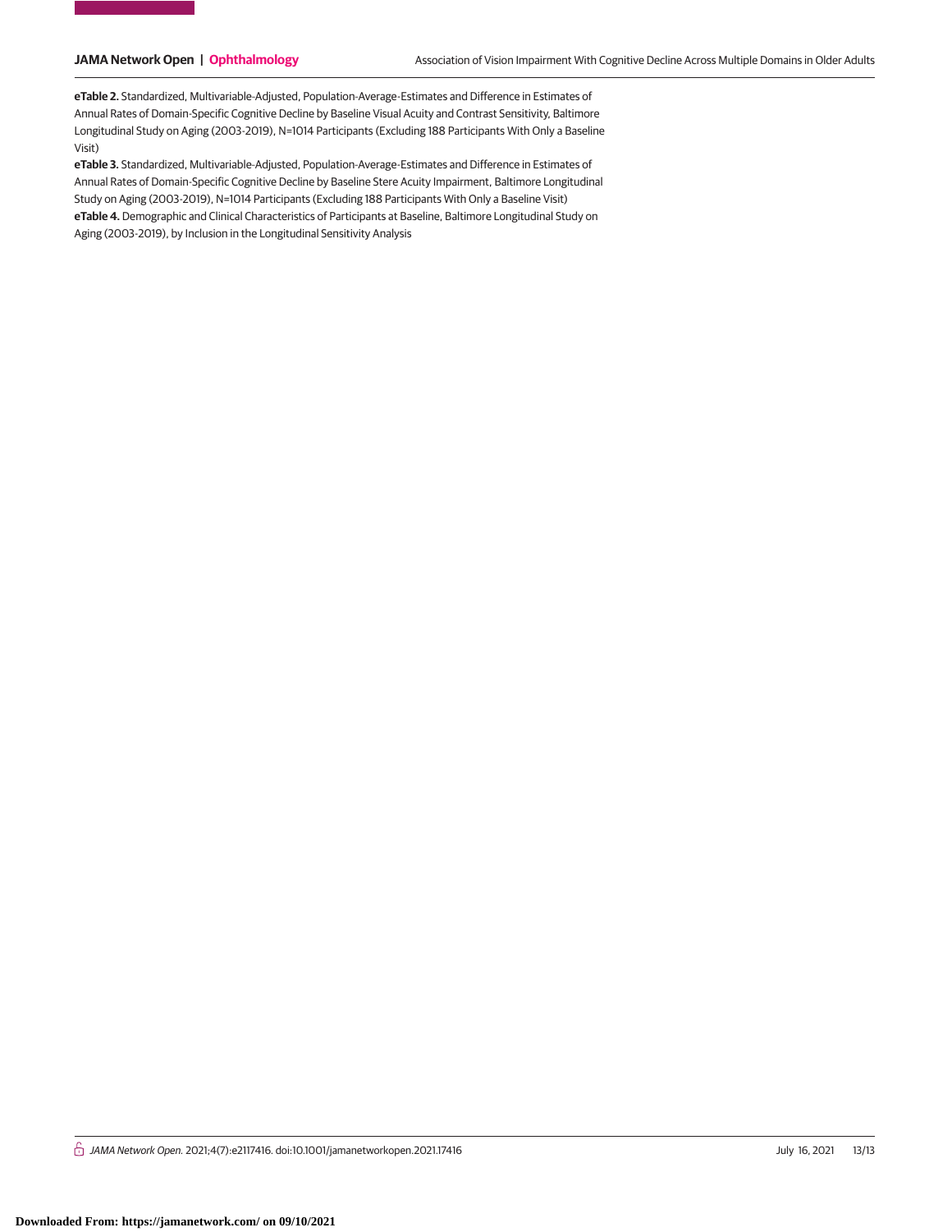**eTable 2.** Standardized, Multivariable-Adjusted, Population-Average-Estimates and Difference in Estimates of Annual Rates of Domain-Specific Cognitive Decline by Baseline Visual Acuity and Contrast Sensitivity, Baltimore Longitudinal Study on Aging (2003-2019), N=1014 Participants (Excluding 188 Participants With Only a Baseline Visit)

**eTable 3.** Standardized, Multivariable-Adjusted, Population-Average-Estimates and Difference in Estimates of Annual Rates of Domain-Specific Cognitive Decline by Baseline Stere Acuity Impairment, Baltimore Longitudinal Study on Aging (2003-2019), N=1014 Participants (Excluding 188 Participants With Only a Baseline Visit)

**eTable 4.** Demographic and Clinical Characteristics of Participants at Baseline, Baltimore Longitudinal Study on Aging (2003-2019), by Inclusion in the Longitudinal Sensitivity Analysis